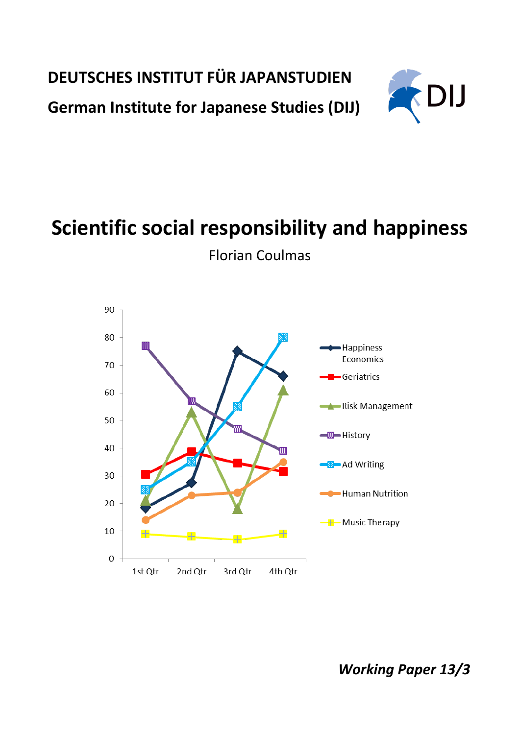**DEUTSCHES INSTITUT FÜR JAPANSTUDIEN**

**German Institute for Japanese Studies (DIJ)**

# Scientific social responsibility and happiness

Florian Coulmas

*Working Paper 13/3*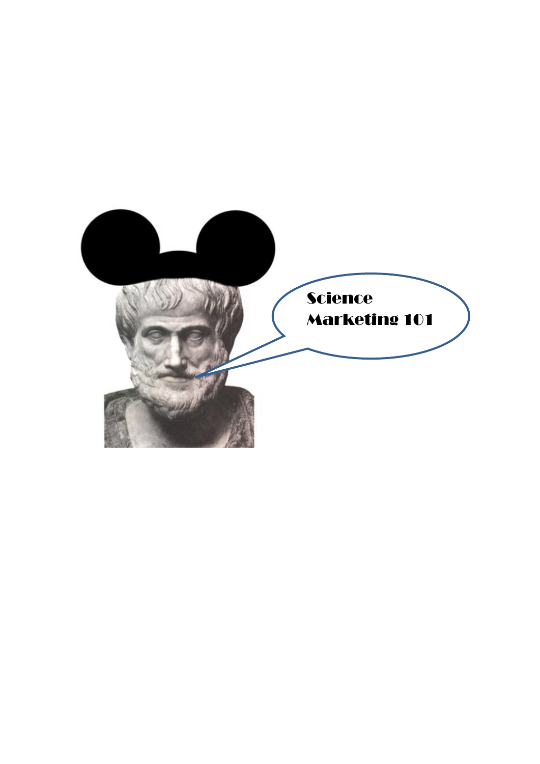Science
Marketing 101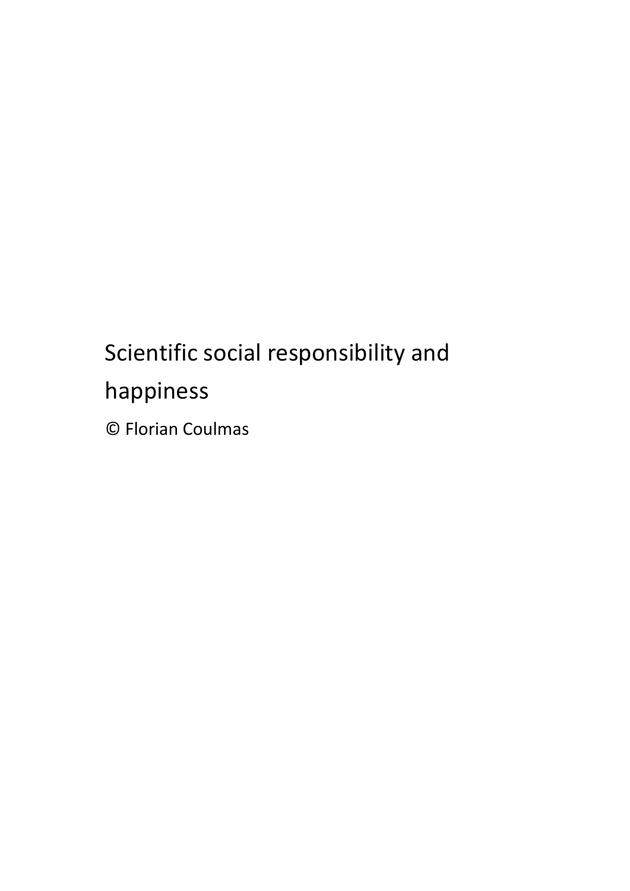# Scientific social responsibility and happiness

© Florian Coulmas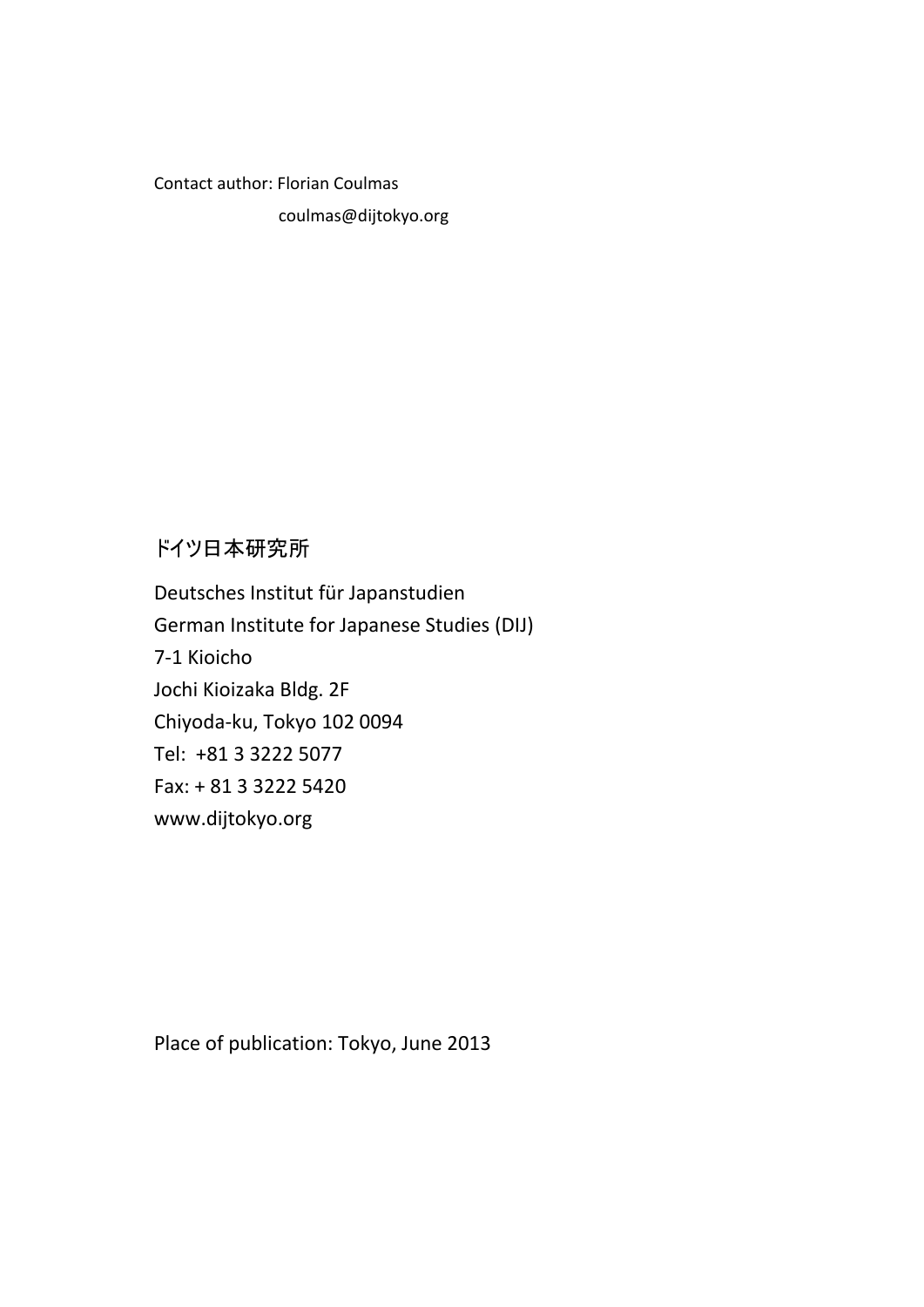Contact author: Florian Coulmas
coulmas@dijtokyo.org

ドイツ日本研究所

Deutsches Institut für Japanstudien
German Institute for Japanese Studies (DIJ)
7-1 Kioicho
Jochi Kioizaka Bldg. 2F
Chiyoda-ku, Tokyo 102 0094
Tel: +81 3 3222 5077
Fax: + 81 3 3222 5420
www.dijtokyo.org

Place of publication: Tokyo, June 2013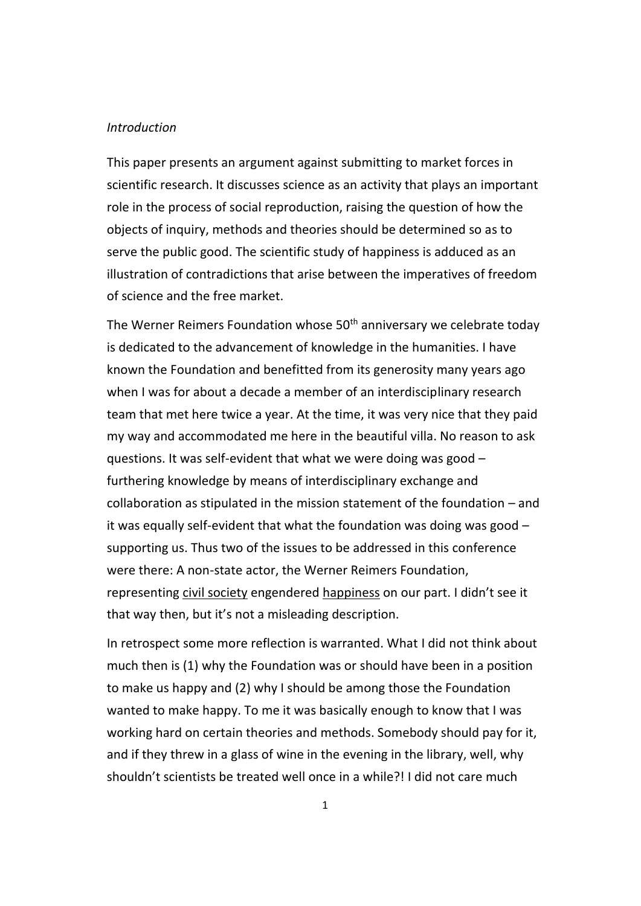*Introduction*

This paper presents an argument against submitting to market forces in scientific research. It discusses science as an activity that plays an important role in the process of social reproduction, raising the question of how the objects of inquiry, methods and theories should be determined so as to serve the public good. The scientific study of happiness is adduced as an illustration of contradictions that arise between the imperatives of freedom of science and the free market.

The Werner Reimers Foundation whose 50th anniversary we celebrate today is dedicated to the advancement of knowledge in the humanities. I have known the Foundation and benefitted from its generosity many years ago when I was for about a decade a member of an interdisciplinary research team that met here twice a year. At the time, it was very nice that they paid my way and accommodated me here in the beautiful villa. No reason to ask questions. It was self-evident that what we were doing was good – furthering knowledge by means of interdisciplinary exchange and collaboration as stipulated in the mission statement of the foundation – and it was equally self-evident that what the foundation was doing was good – supporting us. Thus two of the issues to be addressed in this conference were there: A non-state actor, the Werner Reimers Foundation, representing <u>civil society</u> engendered <u>happiness</u> on our part. I didn't see it that way then, but it's not a misleading description.

In retrospect some more reflection is warranted. What I did not think about much then is (1) why the Foundation was or should have been in a position to make us happy and (2) why I should be among those the Foundation wanted to make happy. To me it was basically enough to know that I was working hard on certain theories and methods. Somebody should pay for it, and if they threw in a glass of wine in the evening in the library, well, why shouldn't scientists be treated well once in a while?! I did not care much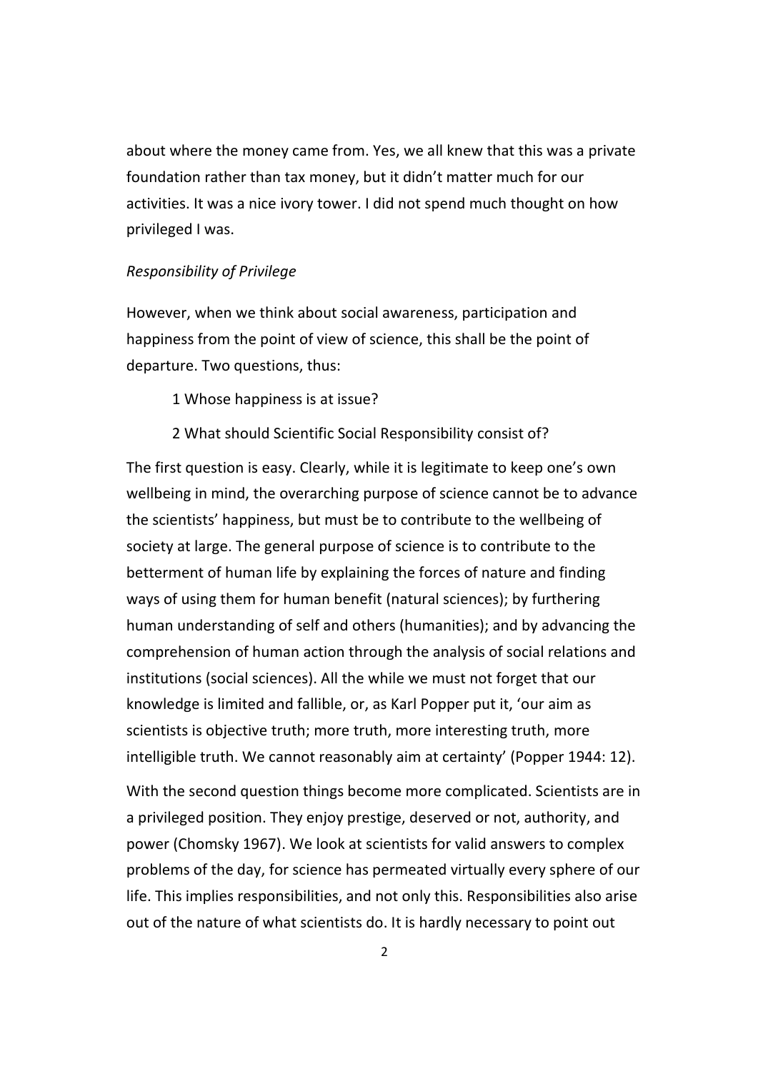about where the money came from. Yes, we all knew that this was a private foundation rather than tax money, but it didn't matter much for our activities. It was a nice ivory tower. I did not spend much thought on how privileged I was.

### *Responsibility of Privilege*

However, when we think about social awareness, participation and happiness from the point of view of science, this shall be the point of departure. Two questions, thus:

1 Whose happiness is at issue?

2 What should Scientific Social Responsibility consist of?

The first question is easy. Clearly, while it is legitimate to keep one's own wellbeing in mind, the overarching purpose of science cannot be to advance the scientists' happiness, but must be to contribute to the wellbeing of society at large. The general purpose of science is to contribute to the betterment of human life by explaining the forces of nature and finding ways of using them for human benefit (natural sciences); by furthering human understanding of self and others (humanities); and by advancing the comprehension of human action through the analysis of social relations and institutions (social sciences). All the while we must not forget that our knowledge is limited and fallible, or, as Karl Popper put it, 'our aim as scientists is objective truth; more truth, more interesting truth, more intelligible truth. We cannot reasonably aim at certainty' (Popper 1944: 12).

With the second question things become more complicated. Scientists are in a privileged position. They enjoy prestige, deserved or not, authority, and power (Chomsky 1967). We look at scientists for valid answers to complex problems of the day, for science has permeated virtually every sphere of our life. This implies responsibilities, and not only this. Responsibilities also arise out of the nature of what scientists do. It is hardly necessary to point out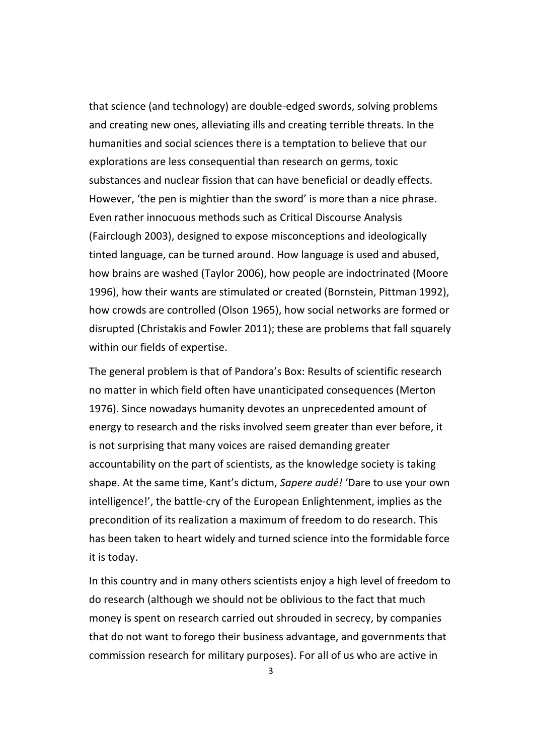that science (and technology) are double-edged swords, solving problems and creating new ones, alleviating ills and creating terrible threats. In the humanities and social sciences there is a temptation to believe that our explorations are less consequential than research on germs, toxic substances and nuclear fission that can have beneficial or deadly effects. However, 'the pen is mightier than the sword' is more than a nice phrase. Even rather innocuous methods such as Critical Discourse Analysis (Fairclough 2003), designed to expose misconceptions and ideologically tinted language, can be turned around. How language is used and abused, how brains are washed (Taylor 2006), how people are indoctrinated (Moore 1996), how their wants are stimulated or created (Bornstein, Pittman 1992), how crowds are controlled (Olson 1965), how social networks are formed or disrupted (Christakis and Fowler 2011); these are problems that fall squarely within our fields of expertise.

The general problem is that of Pandora's Box: Results of scientific research no matter in which field often have unanticipated consequences (Merton 1976). Since nowadays humanity devotes an unprecedented amount of energy to research and the risks involved seem greater than ever before, it is not surprising that many voices are raised demanding greater accountability on the part of scientists, as the knowledge society is taking shape. At the same time, Kant's dictum, *Sapere audé!* 'Dare to use your own intelligence!', the battle-cry of the European Enlightenment, implies as the precondition of its realization a maximum of freedom to do research. This has been taken to heart widely and turned science into the formidable force it is today.

In this country and in many others scientists enjoy a high level of freedom to do research (although we should not be oblivious to the fact that much money is spent on research carried out shrouded in secrecy, by companies that do not want to forego their business advantage, and governments that commission research for military purposes). For all of us who are active in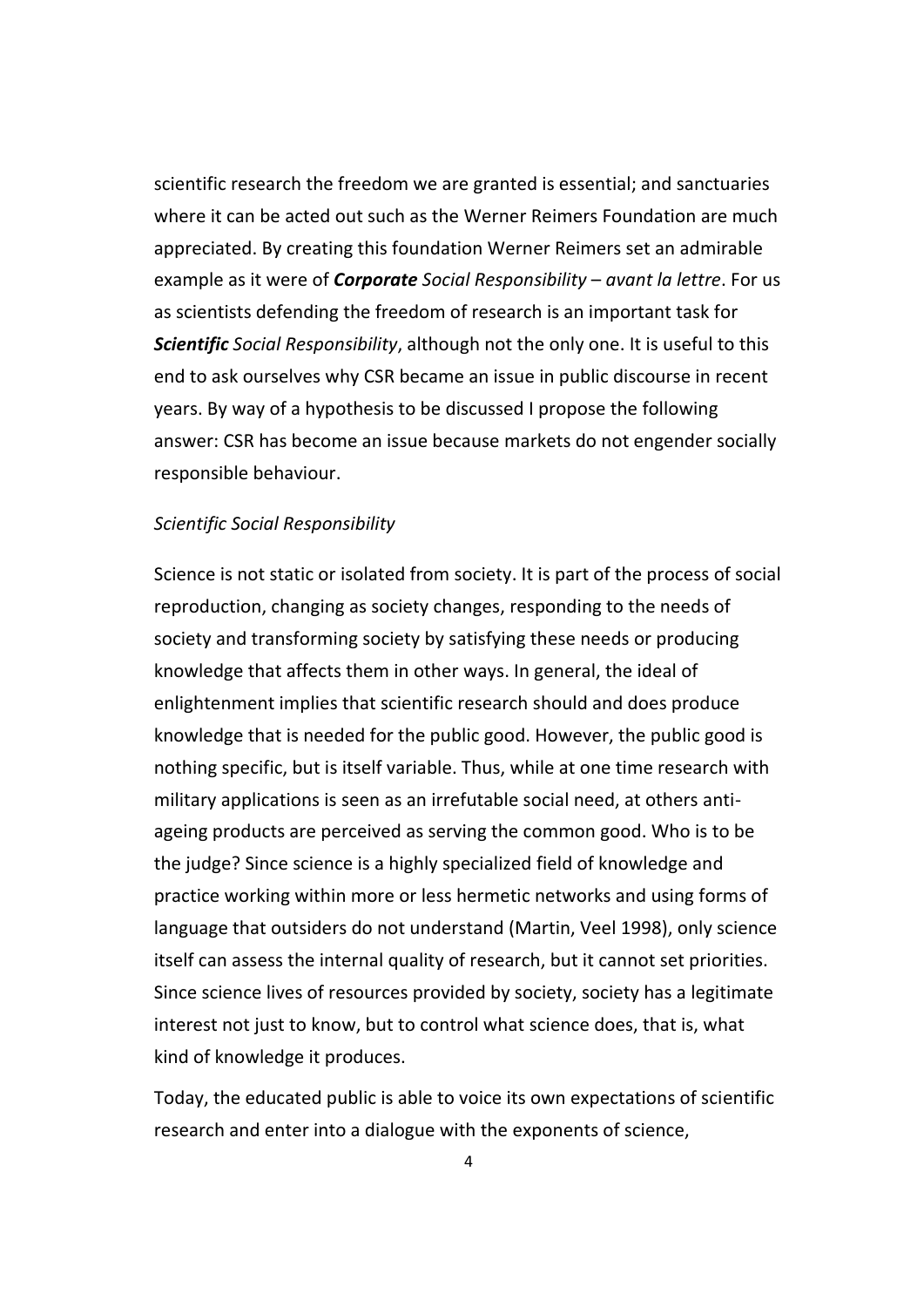scientific research the freedom we are granted is essential; and sanctuaries where it can be acted out such as the Werner Reimers Foundation are much appreciated. By creating this foundation Werner Reimers set an admirable example as it were of ***Corporate*** *Social Responsibility – avant la lettre*. For us as scientists defending the freedom of research is an important task for ***Scientific*** *Social Responsibility*, although not the only one. It is useful to this end to ask ourselves why CSR became an issue in public discourse in recent years. By way of a hypothesis to be discussed I propose the following answer: CSR has become an issue because markets do not engender socially responsible behaviour.

*Scientific Social Responsibility*

Science is not static or isolated from society. It is part of the process of social reproduction, changing as society changes, responding to the needs of society and transforming society by satisfying these needs or producing knowledge that affects them in other ways. In general, the ideal of enlightenment implies that scientific research should and does produce knowledge that is needed for the public good. However, the public good is nothing specific, but is itself variable. Thus, while at one time research with military applications is seen as an irrefutable social need, at others anti-ageing products are perceived as serving the common good. Who is to be the judge? Since science is a highly specialized field of knowledge and practice working within more or less hermetic networks and using forms of language that outsiders do not understand (Martin, Veel 1998), only science itself can assess the internal quality of research, but it cannot set priorities. Since science lives of resources provided by society, society has a legitimate interest not just to know, but to control what science does, that is, what kind of knowledge it produces.

Today, the educated public is able to voice its own expectations of scientific research and enter into a dialogue with the exponents of science,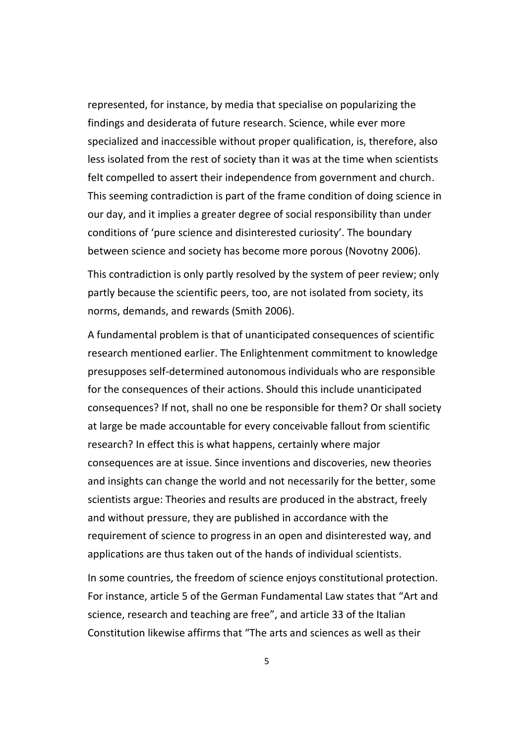represented, for instance, by media that specialise on popularizing the findings and desiderata of future research. Science, while ever more specialized and inaccessible without proper qualification, is, therefore, also less isolated from the rest of society than it was at the time when scientists felt compelled to assert their independence from government and church. This seeming contradiction is part of the frame condition of doing science in our day, and it implies a greater degree of social responsibility than under conditions of 'pure science and disinterested curiosity'. The boundary between science and society has become more porous (Novotny 2006).

This contradiction is only partly resolved by the system of peer review; only partly because the scientific peers, too, are not isolated from society, its norms, demands, and rewards (Smith 2006).

A fundamental problem is that of unanticipated consequences of scientific research mentioned earlier. The Enlightenment commitment to knowledge presupposes self-determined autonomous individuals who are responsible for the consequences of their actions. Should this include unanticipated consequences? If not, shall no one be responsible for them? Or shall society at large be made accountable for every conceivable fallout from scientific research? In effect this is what happens, certainly where major consequences are at issue. Since inventions and discoveries, new theories and insights can change the world and not necessarily for the better, some scientists argue: Theories and results are produced in the abstract, freely and without pressure, they are published in accordance with the requirement of science to progress in an open and disinterested way, and applications are thus taken out of the hands of individual scientists.

In some countries, the freedom of science enjoys constitutional protection. For instance, article 5 of the German Fundamental Law states that "Art and science, research and teaching are free", and article 33 of the Italian Constitution likewise affirms that "The arts and sciences as well as their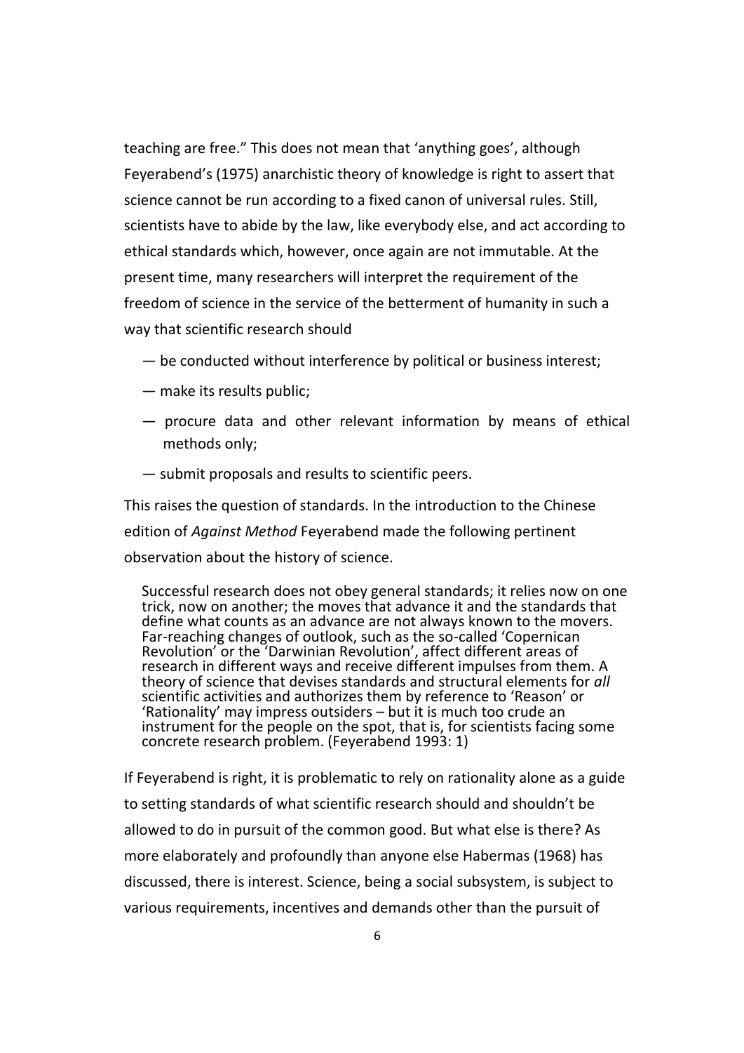teaching are free." This does not mean that 'anything goes', although Feyerabend's (1975) anarchistic theory of knowledge is right to assert that science cannot be run according to a fixed canon of universal rules. Still, scientists have to abide by the law, like everybody else, and act according to ethical standards which, however, once again are not immutable. At the present time, many researchers will interpret the requirement of the freedom of science in the service of the betterment of humanity in such a way that scientific research should

— be conducted without interference by political or business interest;

— make its results public;

— procure data and other relevant information by means of ethical methods only;

— submit proposals and results to scientific peers.

This raises the question of standards. In the introduction to the Chinese edition of *Against Method* Feyerabend made the following pertinent observation about the history of science.

> Successful research does not obey general standards; it relies now on one trick, now on another; the moves that advance it and the standards that define what counts as an advance are not always known to the movers. Far-reaching changes of outlook, such as the so-called 'Copernican Revolution' or the 'Darwinian Revolution', affect different areas of research in different ways and receive different impulses from them. A theory of science that devises standards and structural elements for *all* scientific activities and authorizes them by reference to 'Reason' or 'Rationality' may impress outsiders – but it is much too crude an instrument for the people on the spot, that is, for scientists facing some concrete research problem. (Feyerabend 1993: 1)

If Feyerabend is right, it is problematic to rely on rationality alone as a guide to setting standards of what scientific research should and shouldn't be allowed to do in pursuit of the common good. But what else is there? As more elaborately and profoundly than anyone else Habermas (1968) has discussed, there is interest. Science, being a social subsystem, is subject to various requirements, incentives and demands other than the pursuit of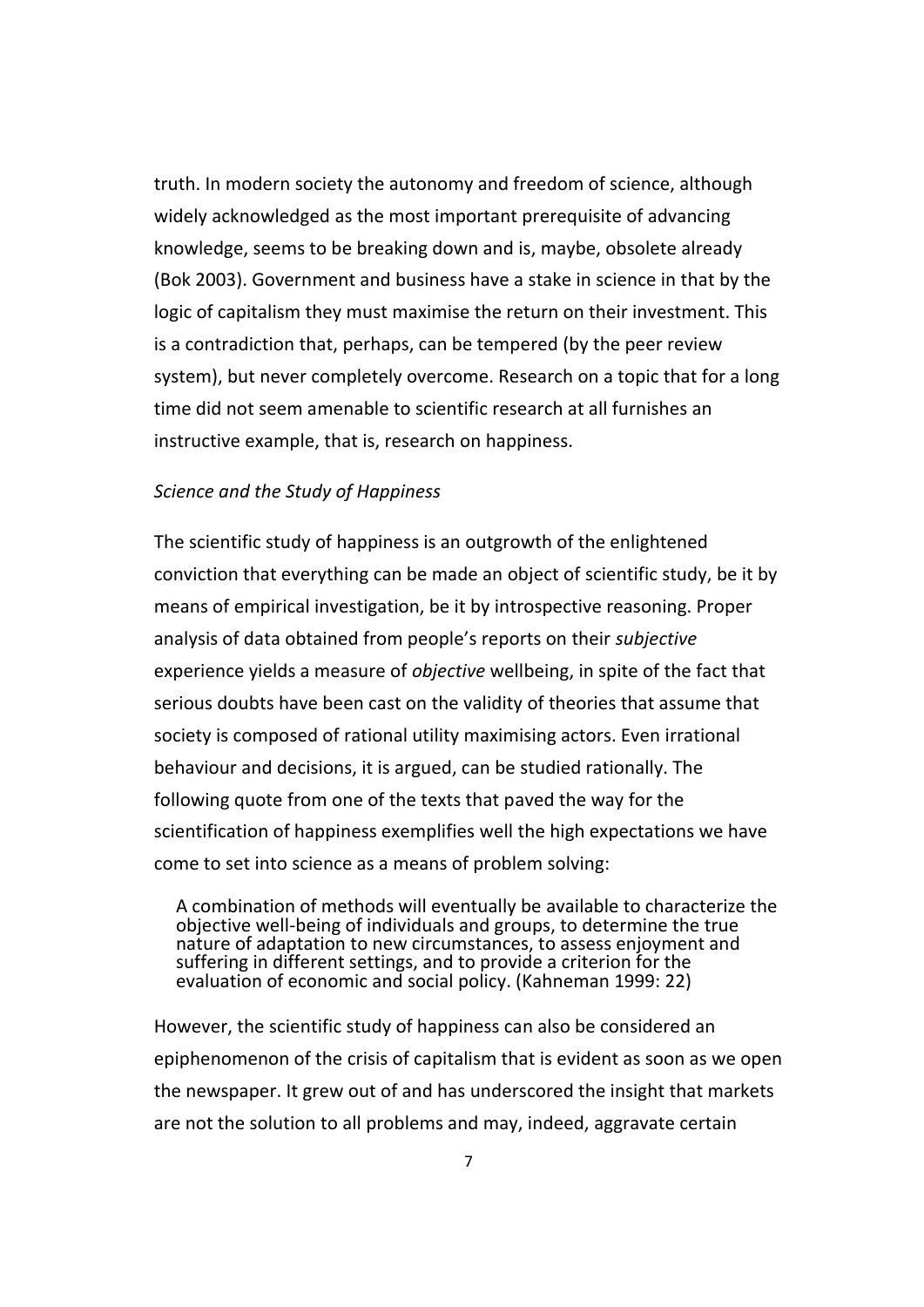truth. In modern society the autonomy and freedom of science, although widely acknowledged as the most important prerequisite of advancing knowledge, seems to be breaking down and is, maybe, obsolete already (Bok 2003). Government and business have a stake in science in that by the logic of capitalism they must maximise the return on their investment. This is a contradiction that, perhaps, can be tempered (by the peer review system), but never completely overcome. Research on a topic that for a long time did not seem amenable to scientific research at all furnishes an instructive example, that is, research on happiness.

*Science and the Study of Happiness*

The scientific study of happiness is an outgrowth of the enlightened conviction that everything can be made an object of scientific study, be it by means of empirical investigation, be it by introspective reasoning. Proper analysis of data obtained from people's reports on their *subjective* experience yields a measure of *objective* wellbeing, in spite of the fact that serious doubts have been cast on the validity of theories that assume that society is composed of rational utility maximising actors. Even irrational behaviour and decisions, it is argued, can be studied rationally. The following quote from one of the texts that paved the way for the scientification of happiness exemplifies well the high expectations we have come to set into science as a means of problem solving:

> A combination of methods will eventually be available to characterize the objective well-being of individuals and groups, to determine the true nature of adaptation to new circumstances, to assess enjoyment and suffering in different settings, and to provide a criterion for the evaluation of economic and social policy. (Kahneman 1999: 22)

However, the scientific study of happiness can also be considered an epiphenomenon of the crisis of capitalism that is evident as soon as we open the newspaper. It grew out of and has underscored the insight that markets are not the solution to all problems and may, indeed, aggravate certain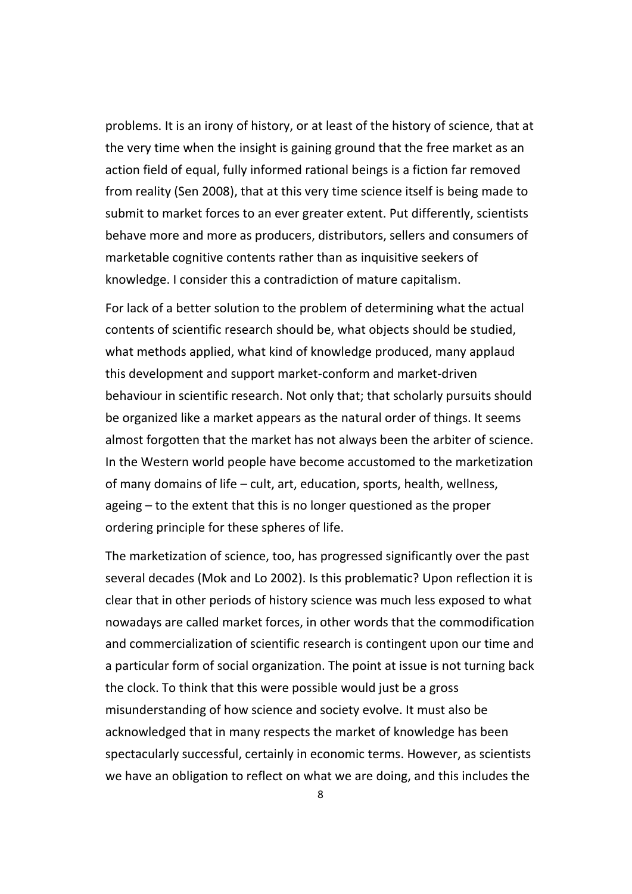problems. It is an irony of history, or at least of the history of science, that at the very time when the insight is gaining ground that the free market as an action field of equal, fully informed rational beings is a fiction far removed from reality (Sen 2008), that at this very time science itself is being made to submit to market forces to an ever greater extent. Put differently, scientists behave more and more as producers, distributors, sellers and consumers of marketable cognitive contents rather than as inquisitive seekers of knowledge. I consider this a contradiction of mature capitalism.

For lack of a better solution to the problem of determining what the actual contents of scientific research should be, what objects should be studied, what methods applied, what kind of knowledge produced, many applaud this development and support market-conform and market-driven behaviour in scientific research. Not only that; that scholarly pursuits should be organized like a market appears as the natural order of things. It seems almost forgotten that the market has not always been the arbiter of science. In the Western world people have become accustomed to the marketization of many domains of life – cult, art, education, sports, health, wellness, ageing – to the extent that this is no longer questioned as the proper ordering principle for these spheres of life.

The marketization of science, too, has progressed significantly over the past several decades (Mok and Lo 2002). Is this problematic? Upon reflection it is clear that in other periods of history science was much less exposed to what nowadays are called market forces, in other words that the commodification and commercialization of scientific research is contingent upon our time and a particular form of social organization. The point at issue is not turning back the clock. To think that this were possible would just be a gross misunderstanding of how science and society evolve. It must also be acknowledged that in many respects the market of knowledge has been spectacularly successful, certainly in economic terms. However, as scientists we have an obligation to reflect on what we are doing, and this includes the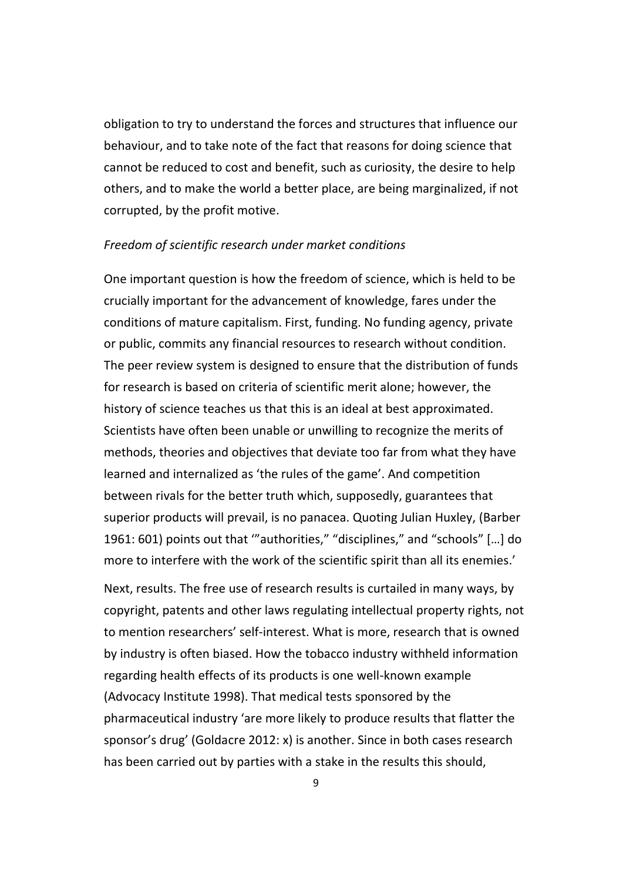obligation to try to understand the forces and structures that influence our behaviour, and to take note of the fact that reasons for doing science that cannot be reduced to cost and benefit, such as curiosity, the desire to help others, and to make the world a better place, are being marginalized, if not corrupted, by the profit motive.

*Freedom of scientific research under market conditions*

One important question is how the freedom of science, which is held to be crucially important for the advancement of knowledge, fares under the conditions of mature capitalism. First, funding. No funding agency, private or public, commits any financial resources to research without condition. The peer review system is designed to ensure that the distribution of funds for research is based on criteria of scientific merit alone; however, the history of science teaches us that this is an ideal at best approximated. Scientists have often been unable or unwilling to recognize the merits of methods, theories and objectives that deviate too far from what they have learned and internalized as 'the rules of the game'. And competition between rivals for the better truth which, supposedly, guarantees that superior products will prevail, is no panacea. Quoting Julian Huxley, (Barber 1961: 601) points out that '"authorities," "disciplines," and "schools" […] do more to interfere with the work of the scientific spirit than all its enemies.'

Next, results. The free use of research results is curtailed in many ways, by copyright, patents and other laws regulating intellectual property rights, not to mention researchers' self-interest. What is more, research that is owned by industry is often biased. How the tobacco industry withheld information regarding health effects of its products is one well-known example (Advocacy Institute 1998). That medical tests sponsored by the pharmaceutical industry 'are more likely to produce results that flatter the sponsor's drug' (Goldacre 2012: x) is another. Since in both cases research has been carried out by parties with a stake in the results this should,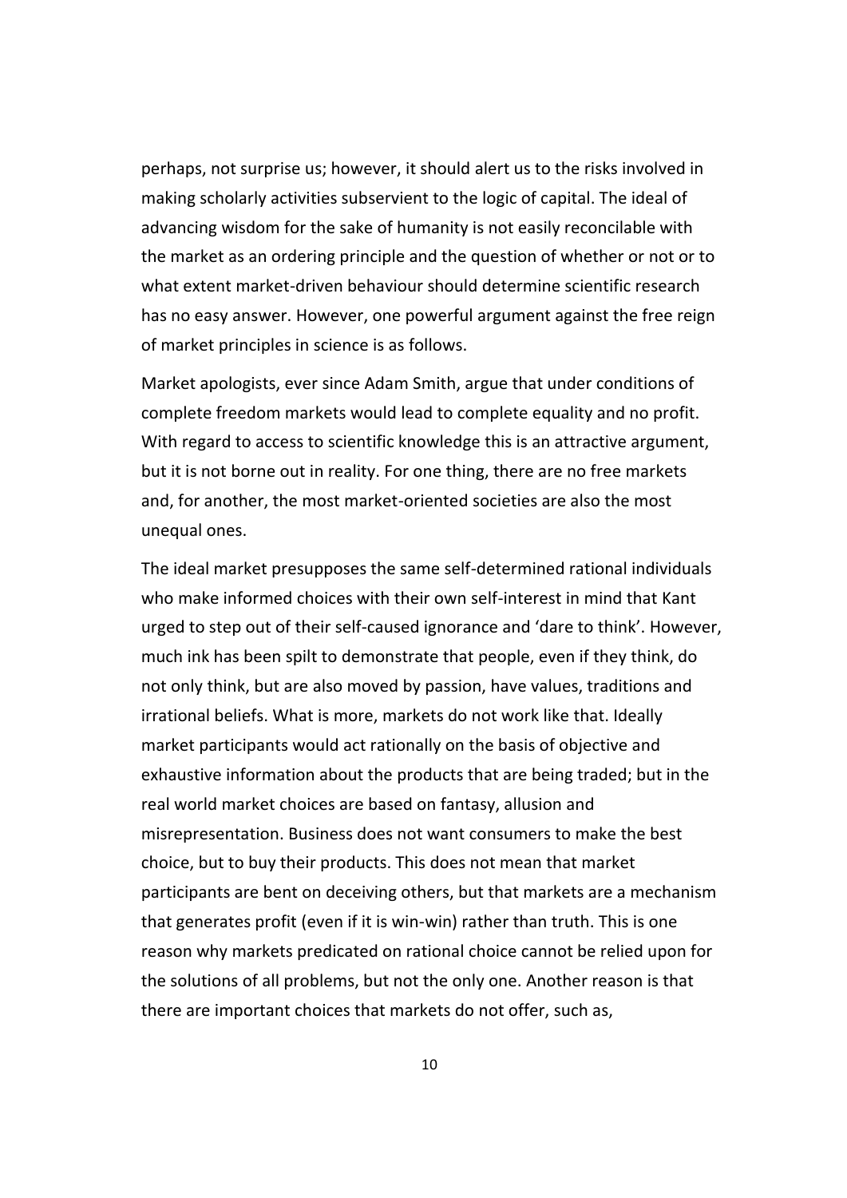perhaps, not surprise us; however, it should alert us to the risks involved in making scholarly activities subservient to the logic of capital. The ideal of advancing wisdom for the sake of humanity is not easily reconcilable with the market as an ordering principle and the question of whether or not or to what extent market-driven behaviour should determine scientific research has no easy answer. However, one powerful argument against the free reign of market principles in science is as follows.

Market apologists, ever since Adam Smith, argue that under conditions of complete freedom markets would lead to complete equality and no profit. With regard to access to scientific knowledge this is an attractive argument, but it is not borne out in reality. For one thing, there are no free markets and, for another, the most market-oriented societies are also the most unequal ones.

The ideal market presupposes the same self-determined rational individuals who make informed choices with their own self-interest in mind that Kant urged to step out of their self-caused ignorance and 'dare to think'. However, much ink has been spilt to demonstrate that people, even if they think, do not only think, but are also moved by passion, have values, traditions and irrational beliefs. What is more, markets do not work like that. Ideally market participants would act rationally on the basis of objective and exhaustive information about the products that are being traded; but in the real world market choices are based on fantasy, allusion and misrepresentation. Business does not want consumers to make the best choice, but to buy their products. This does not mean that market participants are bent on deceiving others, but that markets are a mechanism that generates profit (even if it is win-win) rather than truth. This is one reason why markets predicated on rational choice cannot be relied upon for the solutions of all problems, but not the only one. Another reason is that there are important choices that markets do not offer, such as,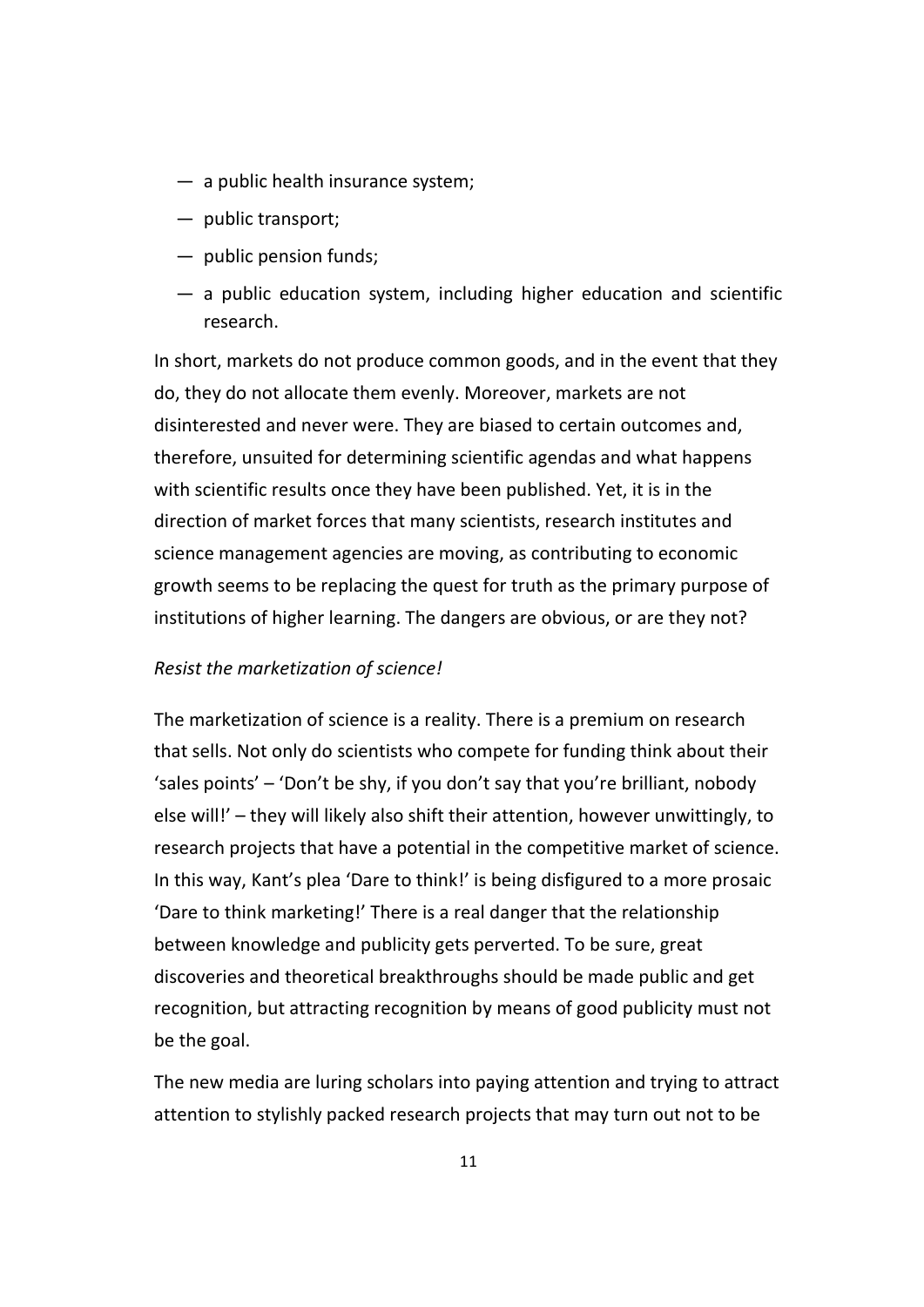— a public health insurance system;

— public transport;

— public pension funds;

— a public education system, including higher education and scientific research.

In short, markets do not produce common goods, and in the event that they do, they do not allocate them evenly. Moreover, markets are not disinterested and never were. They are biased to certain outcomes and, therefore, unsuited for determining scientific agendas and what happens with scientific results once they have been published. Yet, it is in the direction of market forces that many scientists, research institutes and science management agencies are moving, as contributing to economic growth seems to be replacing the quest for truth as the primary purpose of institutions of higher learning. The dangers are obvious, or are they not?

*Resist the marketization of science!*

The marketization of science is a reality. There is a premium on research that sells. Not only do scientists who compete for funding think about their 'sales points' – 'Don't be shy, if you don't say that you're brilliant, nobody else will!' – they will likely also shift their attention, however unwittingly, to research projects that have a potential in the competitive market of science. In this way, Kant's plea 'Dare to think!' is being disfigured to a more prosaic 'Dare to think marketing!' There is a real danger that the relationship between knowledge and publicity gets perverted. To be sure, great discoveries and theoretical breakthroughs should be made public and get recognition, but attracting recognition by means of good publicity must not be the goal.

The new media are luring scholars into paying attention and trying to attract attention to stylishly packed research projects that may turn out not to be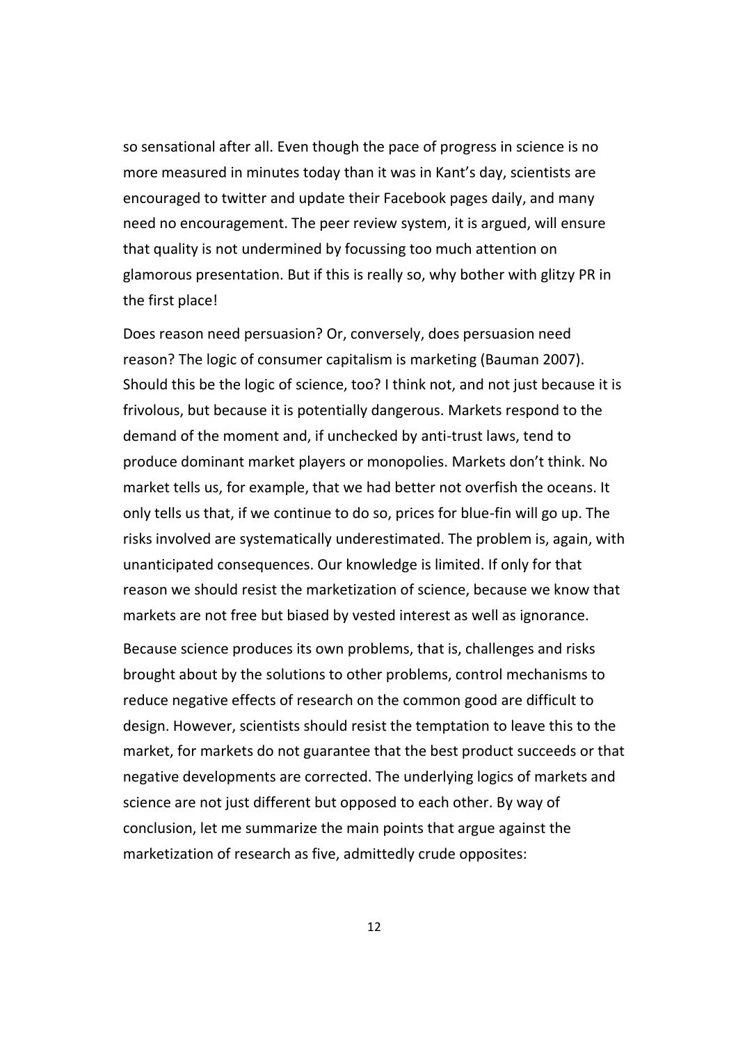so sensational after all. Even though the pace of progress in science is no more measured in minutes today than it was in Kant's day, scientists are encouraged to twitter and update their Facebook pages daily, and many need no encouragement. The peer review system, it is argued, will ensure that quality is not undermined by focussing too much attention on glamorous presentation. But if this is really so, why bother with glitzy PR in the first place!

Does reason need persuasion? Or, conversely, does persuasion need reason? The logic of consumer capitalism is marketing (Bauman 2007). Should this be the logic of science, too? I think not, and not just because it is frivolous, but because it is potentially dangerous. Markets respond to the demand of the moment and, if unchecked by anti-trust laws, tend to produce dominant market players or monopolies. Markets don't think. No market tells us, for example, that we had better not overfish the oceans. It only tells us that, if we continue to do so, prices for blue-fin will go up. The risks involved are systematically underestimated. The problem is, again, with unanticipated consequences. Our knowledge is limited. If only for that reason we should resist the marketization of science, because we know that markets are not free but biased by vested interest as well as ignorance.

Because science produces its own problems, that is, challenges and risks brought about by the solutions to other problems, control mechanisms to reduce negative effects of research on the common good are difficult to design. However, scientists should resist the temptation to leave this to the market, for markets do not guarantee that the best product succeeds or that negative developments are corrected. The underlying logics of markets and science are not just different but opposed to each other. By way of conclusion, let me summarize the main points that argue against the marketization of research as five, admittedly crude opposites: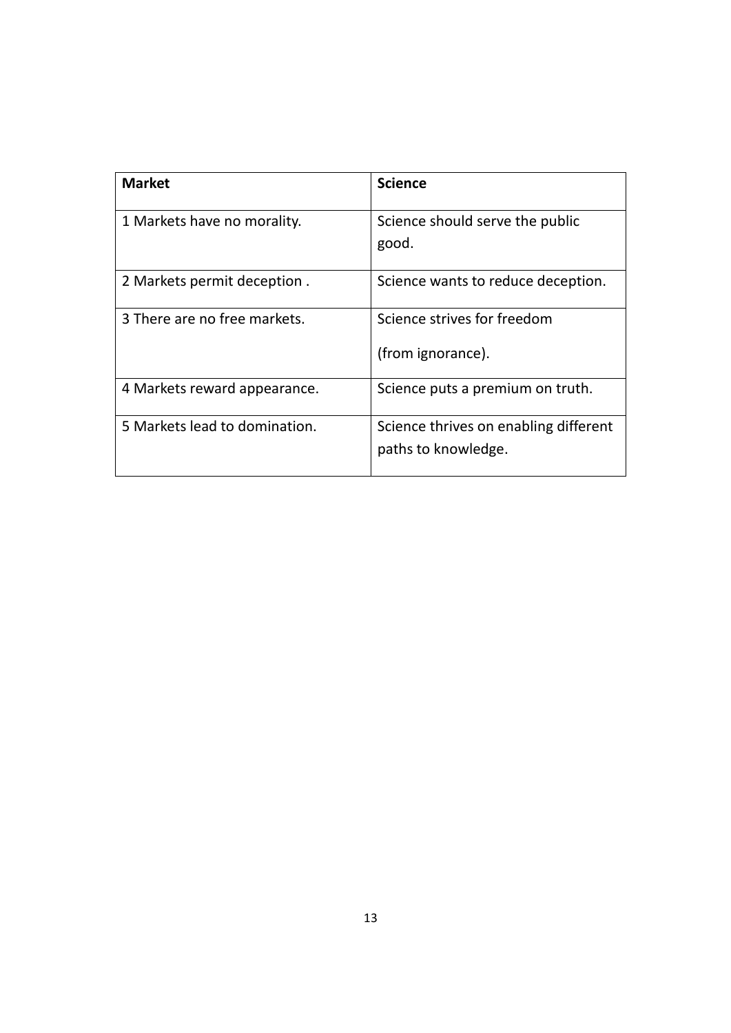| **Market** | **Science** |
|---|---|
| 1 Markets have no morality. | Science should serve the public good. |
| 2 Markets permit deception . | Science wants to reduce deception. |
| 3 There are no free markets. | Science strives for freedom (from ignorance). |
| 4 Markets reward appearance. | Science puts a premium on truth. |
| 5 Markets lead to domination. | Science thrives on enabling different paths to knowledge. |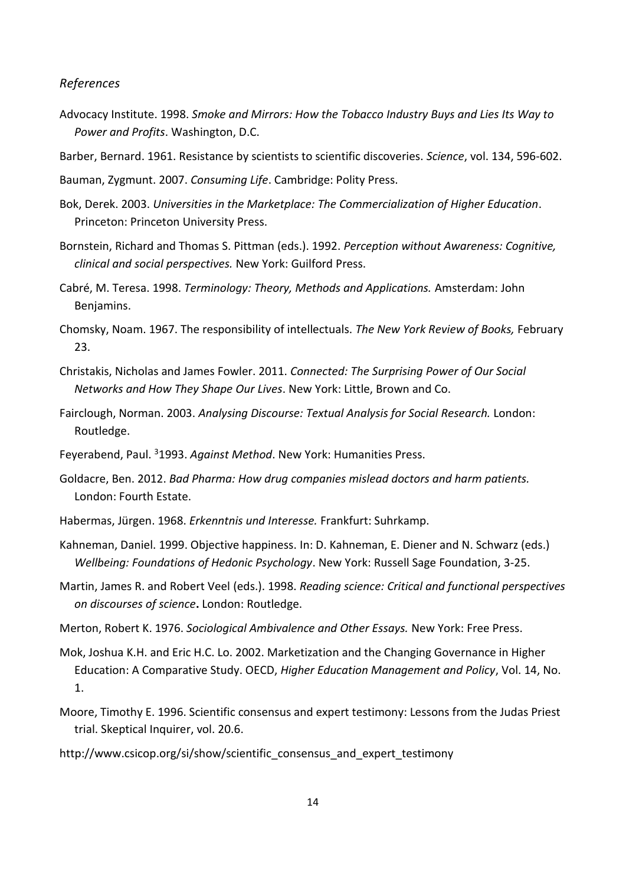*References*

Advocacy Institute. 1998. *Smoke and Mirrors: How the Tobacco Industry Buys and Lies Its Way to Power and Profits*. Washington, D.C.

Barber, Bernard. 1961. Resistance by scientists to scientific discoveries. *Science*, vol. 134, 596-602.

Bauman, Zygmunt. 2007. *Consuming Life*. Cambridge: Polity Press.

Bok, Derek. 2003. *Universities in the Marketplace: The Commercialization of Higher Education*. Princeton: Princeton University Press.

Bornstein, Richard and Thomas S. Pittman (eds.). 1992. *Perception without Awareness: Cognitive, clinical and social perspectives.* New York: Guilford Press.

Cabré, M. Teresa. 1998. *Terminology: Theory, Methods and Applications.* Amsterdam: John Benjamins.

Chomsky, Noam. 1967. The responsibility of intellectuals. *The New York Review of Books,* February 23.

Christakis, Nicholas and James Fowler. 2011. *Connected: The Surprising Power of Our Social Networks and How They Shape Our Lives*. New York: Little, Brown and Co.

Fairclough, Norman. 2003. *Analysing Discourse: Textual Analysis for Social Research.* London: Routledge.

Feyerabend, Paul. [3]1993. *Against Method*. New York: Humanities Press.

Goldacre, Ben. 2012. *Bad Pharma: How drug companies mislead doctors and harm patients.* London: Fourth Estate.

Habermas, Jürgen. 1968. *Erkenntnis und Interesse.* Frankfurt: Suhrkamp.

Kahneman, Daniel. 1999. Objective happiness. In: D. Kahneman, E. Diener and N. Schwarz (eds.) *Wellbeing: Foundations of Hedonic Psychology*. New York: Russell Sage Foundation, 3-25.

Martin, James R. and Robert Veel (eds.). 1998. *Reading science: Critical and functional perspectives on discourses of science***.** London: Routledge.

Merton, Robert K. 1976. *Sociological Ambivalence and Other Essays.* New York: Free Press.

Mok, Joshua K.H. and Eric H.C. Lo. 2002. Marketization and the Changing Governance in Higher Education: A Comparative Study. OECD, *Higher Education Management and Policy*, Vol. 14, No. 1.

Moore, Timothy E. 1996. Scientific consensus and expert testimony: Lessons from the Judas Priest trial. Skeptical Inquirer, vol. 20.6.

http://www.csicop.org/si/show/scientific_consensus_and_expert_testimony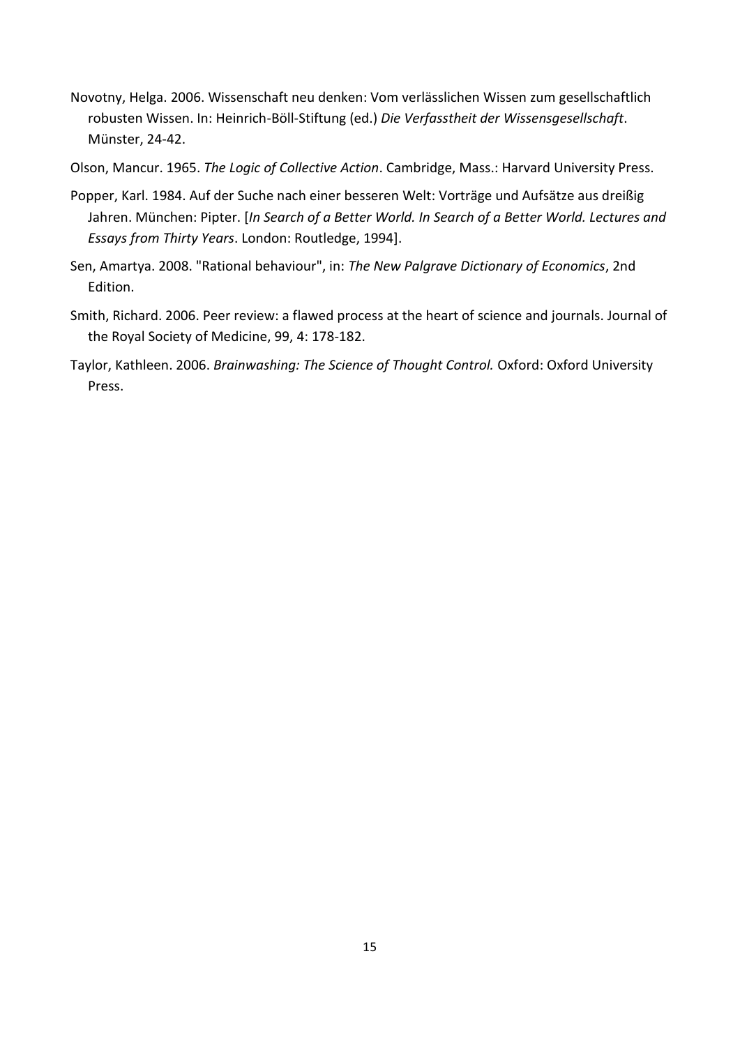Novotny, Helga. 2006. Wissenschaft neu denken: Vom verlässlichen Wissen zum gesellschaftlich robusten Wissen. In: Heinrich-Böll-Stiftung (ed.) *Die Verfasstheit der Wissensgesellschaft*. Münster, 24-42.

Olson, Mancur. 1965. *The Logic of Collective Action*. Cambridge, Mass.: Harvard University Press.

Popper, Karl. 1984. Auf der Suche nach einer besseren Welt: Vorträge und Aufsätze aus dreißig Jahren. München: Pipter. [*In Search of a Better World. In Search of a Better World. Lectures and Essays from Thirty Years*. London: Routledge, 1994].

Sen, Amartya. 2008. "Rational behaviour", in: *The New Palgrave Dictionary of Economics*, 2nd Edition.

Smith, Richard. 2006. Peer review: a flawed process at the heart of science and journals. Journal of the Royal Society of Medicine, 99, 4: 178-182.

Taylor, Kathleen. 2006. *Brainwashing: The Science of Thought Control.* Oxford: Oxford University Press.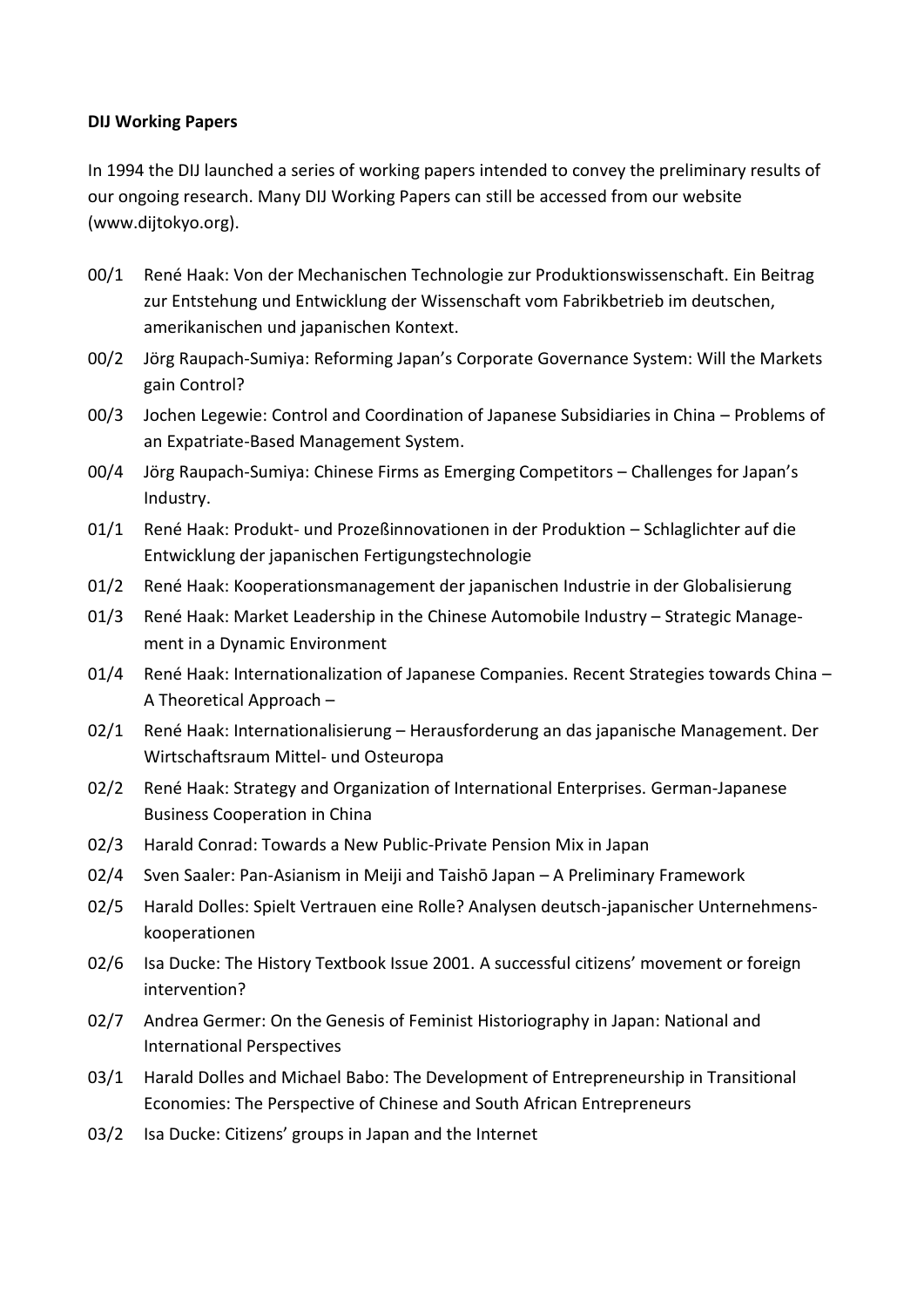**DIJ Working Papers**

In 1994 the DIJ launched a series of working papers intended to convey the preliminary results of our ongoing research. Many DIJ Working Papers can still be accessed from our website (www.dijtokyo.org).

- 00/1 René Haak: Von der Mechanischen Technologie zur Produktionswissenschaft. Ein Beitrag zur Entstehung und Entwicklung der Wissenschaft vom Fabrikbetrieb im deutschen, amerikanischen und japanischen Kontext.
- 00/2 Jörg Raupach-Sumiya: Reforming Japan's Corporate Governance System: Will the Markets gain Control?
- 00/3 Jochen Legewie: Control and Coordination of Japanese Subsidiaries in China – Problems of an Expatriate-Based Management System.
- 00/4 Jörg Raupach-Sumiya: Chinese Firms as Emerging Competitors – Challenges for Japan's Industry.
- 01/1 René Haak: Produkt- und Prozeßinnovationen in der Produktion – Schlaglichter auf die Entwicklung der japanischen Fertigungstechnologie
- 01/2 René Haak: Kooperationsmanagement der japanischen Industrie in der Globalisierung
- 01/3 René Haak: Market Leadership in the Chinese Automobile Industry – Strategic Management in a Dynamic Environment
- 01/4 René Haak: Internationalization of Japanese Companies. Recent Strategies towards China – A Theoretical Approach –
- 02/1 René Haak: Internationalisierung – Herausforderung an das japanische Management. Der Wirtschaftsraum Mittel- und Osteuropa
- 02/2 René Haak: Strategy and Organization of International Enterprises. German-Japanese Business Cooperation in China
- 02/3 Harald Conrad: Towards a New Public-Private Pension Mix in Japan
- 02/4 Sven Saaler: Pan-Asianism in Meiji and Taishō Japan – A Preliminary Framework
- 02/5 Harald Dolles: Spielt Vertrauen eine Rolle? Analysen deutsch-japanischer Unternehmenskooperationen
- 02/6 Isa Ducke: The History Textbook Issue 2001. A successful citizens' movement or foreign intervention?
- 02/7 Andrea Germer: On the Genesis of Feminist Historiography in Japan: National and International Perspectives
- 03/1 Harald Dolles and Michael Babo: The Development of Entrepreneurship in Transitional Economies: The Perspective of Chinese and South African Entrepreneurs
- 03/2 Isa Ducke: Citizens' groups in Japan and the Internet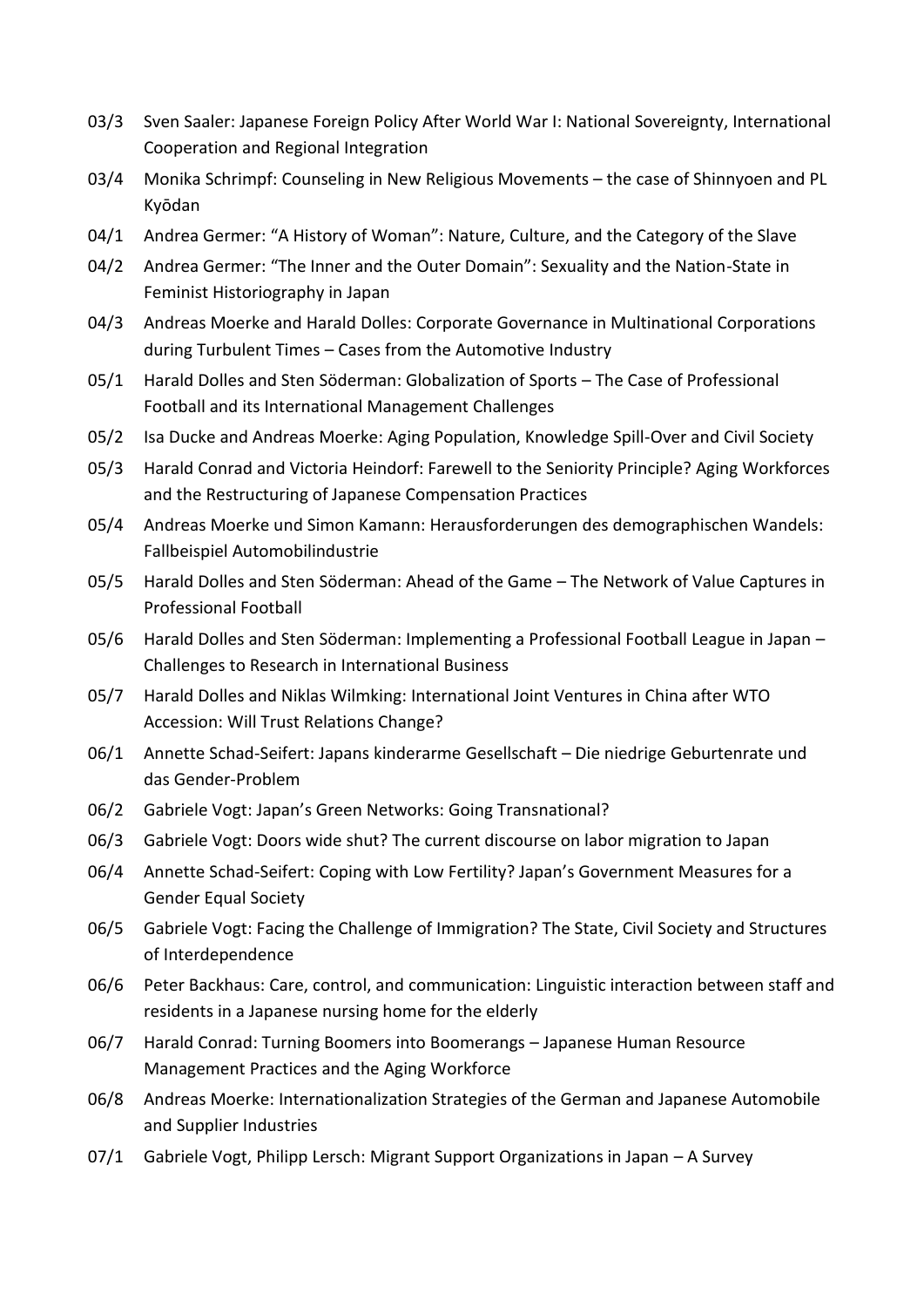03/3 Sven Saaler: Japanese Foreign Policy After World War I: National Sovereignty, International Cooperation and Regional Integration

03/4 Monika Schrimpf: Counseling in New Religious Movements – the case of Shinnyoen and PL Kyōdan

04/1 Andrea Germer: “A History of Woman”: Nature, Culture, and the Category of the Slave

04/2 Andrea Germer: “The Inner and the Outer Domain”: Sexuality and the Nation-State in Feminist Historiography in Japan

04/3 Andreas Moerke and Harald Dolles: Corporate Governance in Multinational Corporations during Turbulent Times – Cases from the Automotive Industry

05/1 Harald Dolles and Sten Söderman: Globalization of Sports – The Case of Professional Football and its International Management Challenges

05/2 Isa Ducke and Andreas Moerke: Aging Population, Knowledge Spill-Over and Civil Society

05/3 Harald Conrad and Victoria Heindorf: Farewell to the Seniority Principle? Aging Workforces and the Restructuring of Japanese Compensation Practices

05/4 Andreas Moerke und Simon Kamann: Herausforderungen des demographischen Wandels: Fallbeispiel Automobilindustrie

05/5 Harald Dolles and Sten Söderman: Ahead of the Game – The Network of Value Captures in Professional Football

05/6 Harald Dolles and Sten Söderman: Implementing a Professional Football League in Japan – Challenges to Research in International Business

05/7 Harald Dolles and Niklas Wilmking: International Joint Ventures in China after WTO Accession: Will Trust Relations Change?

06/1 Annette Schad-Seifert: Japans kinderarme Gesellschaft – Die niedrige Geburtenrate und das Gender-Problem

06/2 Gabriele Vogt: Japan’s Green Networks: Going Transnational?

06/3 Gabriele Vogt: Doors wide shut? The current discourse on labor migration to Japan

06/4 Annette Schad-Seifert: Coping with Low Fertility? Japan’s Government Measures for a Gender Equal Society

06/5 Gabriele Vogt: Facing the Challenge of Immigration? The State, Civil Society and Structures of Interdependence

06/6 Peter Backhaus: Care, control, and communication: Linguistic interaction between staff and residents in a Japanese nursing home for the elderly

06/7 Harald Conrad: Turning Boomers into Boomerangs – Japanese Human Resource Management Practices and the Aging Workforce

06/8 Andreas Moerke: Internationalization Strategies of the German and Japanese Automobile and Supplier Industries

07/1 Gabriele Vogt, Philipp Lersch: Migrant Support Organizations in Japan – A Survey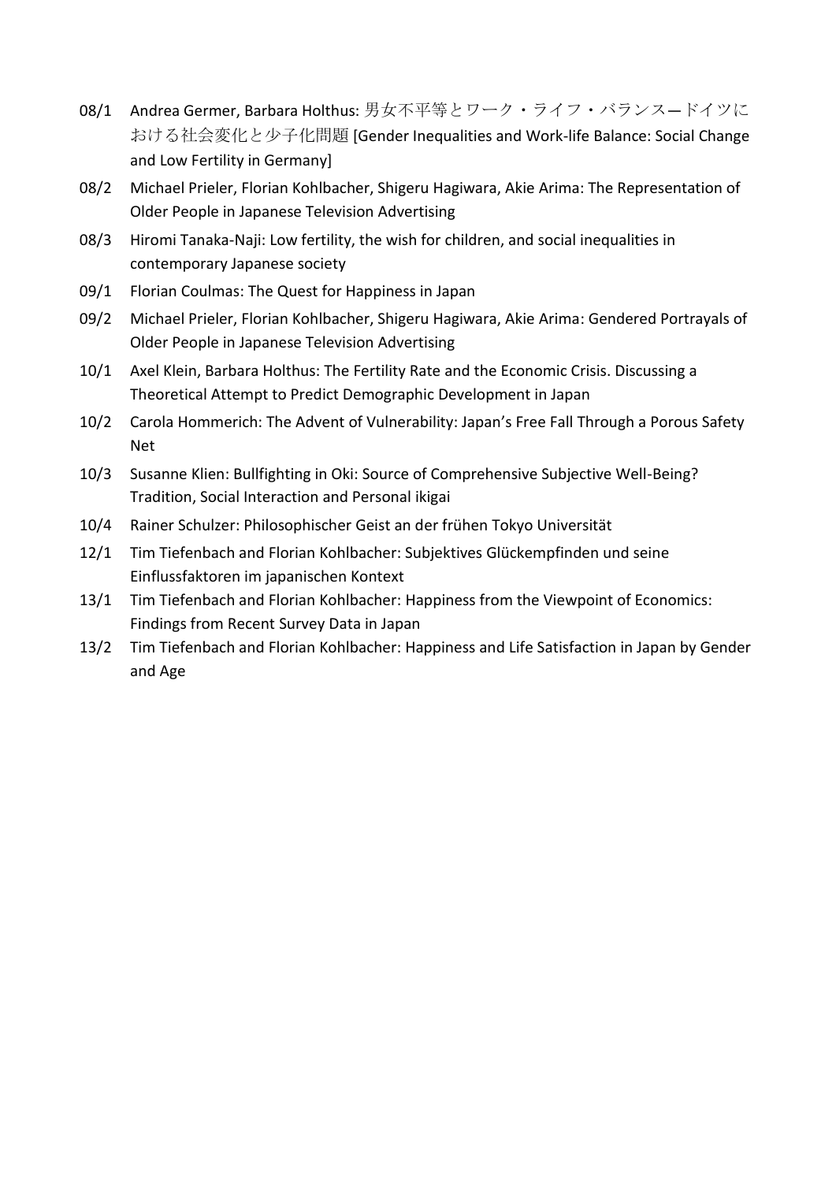08/1 Andrea Germer, Barbara Holthus: 男女不平等とワーク・ライフ・バランスードイツにおける社会変化と少子化問題 [Gender Inequalities and Work-life Balance: Social Change and Low Fertility in Germany]

08/2 Michael Prieler, Florian Kohlbacher, Shigeru Hagiwara, Akie Arima: The Representation of Older People in Japanese Television Advertising

08/3 Hiromi Tanaka-Naji: Low fertility, the wish for children, and social inequalities in contemporary Japanese society

09/1 Florian Coulmas: The Quest for Happiness in Japan

09/2 Michael Prieler, Florian Kohlbacher, Shigeru Hagiwara, Akie Arima: Gendered Portrayals of Older People in Japanese Television Advertising

10/1 Axel Klein, Barbara Holthus: The Fertility Rate and the Economic Crisis. Discussing a Theoretical Attempt to Predict Demographic Development in Japan

10/2 Carola Hommerich: The Advent of Vulnerability: Japan's Free Fall Through a Porous Safety Net

10/3 Susanne Klien: Bullfighting in Oki: Source of Comprehensive Subjective Well-Being? Tradition, Social Interaction and Personal ikigai

10/4 Rainer Schulzer: Philosophischer Geist an der frühen Tokyo Universität

12/1 Tim Tiefenbach and Florian Kohlbacher: Subjektives Glückempfinden und seine Einflussfaktoren im japanischen Kontext

13/1 Tim Tiefenbach and Florian Kohlbacher: Happiness from the Viewpoint of Economics: Findings from Recent Survey Data in Japan

13/2 Tim Tiefenbach and Florian Kohlbacher: Happiness and Life Satisfaction in Japan by Gender and Age